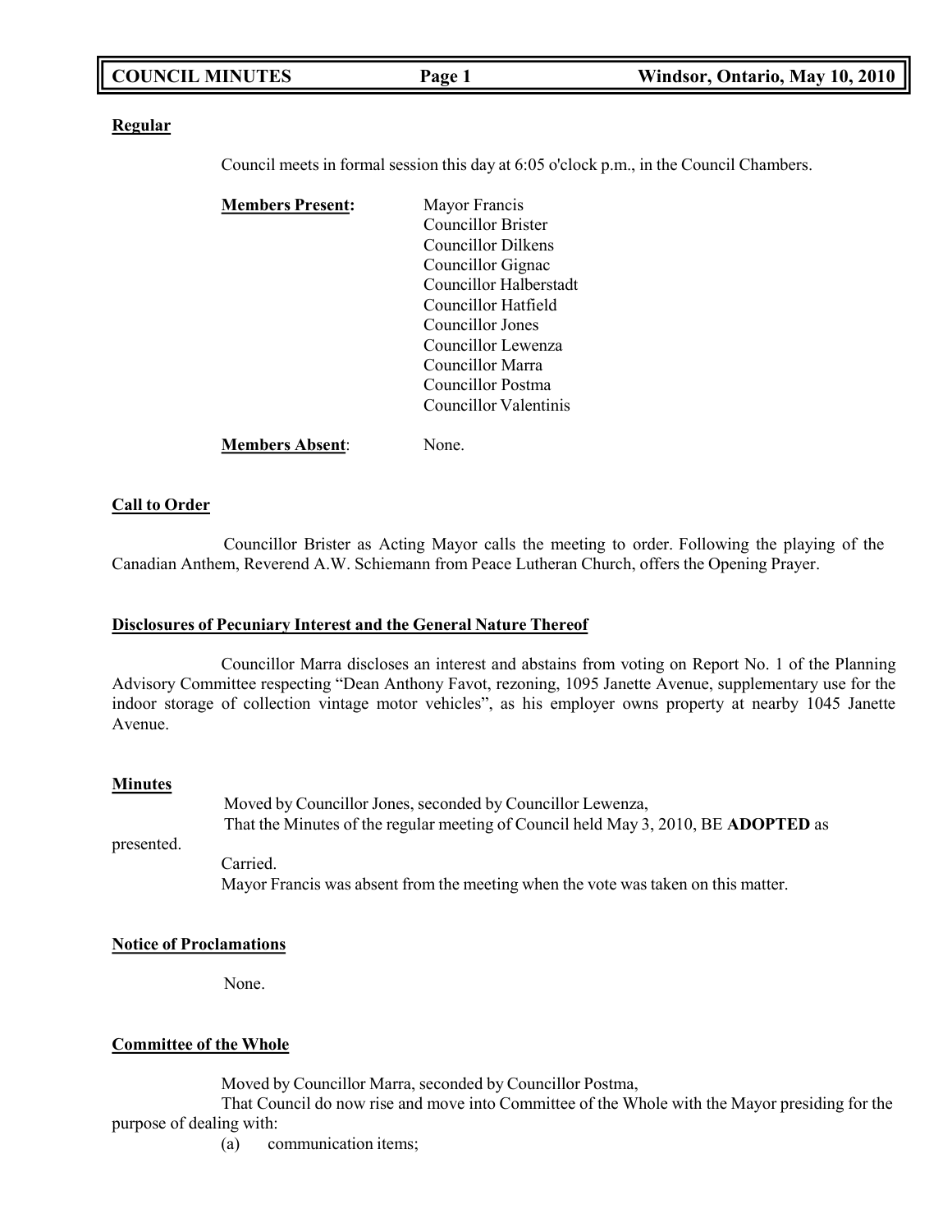## Regular

Council meets in formal session this day at 6:05 o'clock p.m., in the Council Chambers.

**Members Present:**
Mayor Francis
Councillor Brister
Councillor Dilkens
Councillor Gignac
Councillor Halberstadt
Councillor Hatfield
Councillor Jones
Councillor Lewenza
Councillor Marra
Councillor Postma
Councillor Valentinis

**Members Absent**: None.

## Call to Order

Councillor Brister as Acting Mayor calls the meeting to order. Following the playing of the Canadian Anthem, Reverend A.W. Schiemann from Peace Lutheran Church, offers the Opening Prayer.

## Disclosures of Pecuniary Interest and the General Nature Thereof

Councillor Marra discloses an interest and abstains from voting on Report No. 1 of the Planning Advisory Committee respecting "Dean Anthony Favot, rezoning, 1095 Janette Avenue, supplementary use for the indoor storage of collection vintage motor vehicles", as his employer owns property at nearby 1045 Janette Avenue.

## Minutes

Moved by Councillor Jones, seconded by Councillor Lewenza,
That the Minutes of the regular meeting of Council held May 3, 2010, BE **ADOPTED** as presented.
Carried.
Mayor Francis was absent from the meeting when the vote was taken on this matter.

## Notice of Proclamations

None.

## Committee of the Whole

Moved by Councillor Marra, seconded by Councillor Postma,
That Council do now rise and move into Committee of the Whole with the Mayor presiding for the purpose of dealing with:

(a) communication items;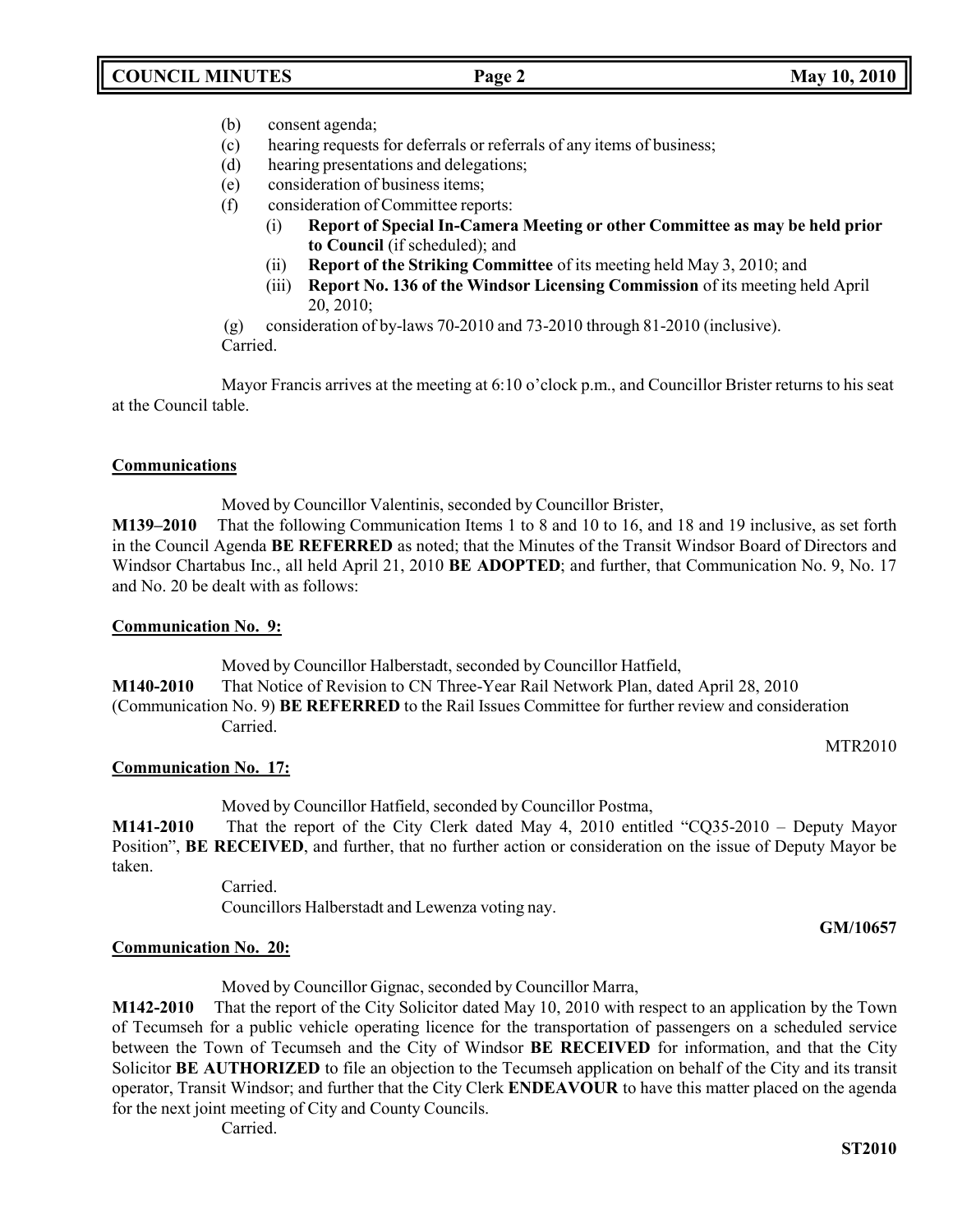(b) consent agenda;
(c) hearing requests for deferrals or referrals of any items of business;
(d) hearing presentations and delegations;
(e) consideration of business items;
(f) consideration of Committee reports:
   (i) **Report of Special In-Camera Meeting or other Committee as may be held prior to Council** (if scheduled); and
   (ii) **Report of the Striking Committee** of its meeting held May 3, 2010; and
   (iii) **Report No. 136 of the Windsor Licensing Commission** of its meeting held April 20, 2010;

(g) consideration of by-laws 70-2010 and 73-2010 through 81-2010 (inclusive).
Carried.

Mayor Francis arrives at the meeting at 6:10 o'clock p.m., and Councillor Brister returns to his seat at the Council table.

**Communications**

Moved by Councillor Valentinis, seconded by Councillor Brister,

**M139–2010** That the following Communication Items 1 to 8 and 10 to 16, and 18 and 19 inclusive, as set forth in the Council Agenda **BE REFERRED** as noted; that the Minutes of the Transit Windsor Board of Directors and Windsor Chartabus Inc., all held April 21, 2010 **BE ADOPTED**; and further, that Communication No. 9, No. 17 and No. 20 be dealt with as follows:

**Communication No. 9:**

Moved by Councillor Halberstadt, seconded by Councillor Hatfield,

**M140-2010** That Notice of Revision to CN Three-Year Rail Network Plan, dated April 28, 2010 (Communication No. 9) **BE REFERRED** to the Rail Issues Committee for further review and consideration
Carried.

MTR2010

**Communication No. 17:**

Moved by Councillor Hatfield, seconded by Councillor Postma,

**M141-2010** That the report of the City Clerk dated May 4, 2010 entitled "CQ35-2010 – Deputy Mayor Position", **BE RECEIVED**, and further, that no further action or consideration on the issue of Deputy Mayor be taken.

Carried.
Councillors Halberstadt and Lewenza voting nay.

**GM/10657**

**Communication No. 20:**

Moved by Councillor Gignac, seconded by Councillor Marra,

**M142-2010** That the report of the City Solicitor dated May 10, 2010 with respect to an application by the Town of Tecumseh for a public vehicle operating licence for the transportation of passengers on a scheduled service between the Town of Tecumseh and the City of Windsor **BE RECEIVED** for information, and that the City Solicitor **BE AUTHORIZED** to file an objection to the Tecumseh application on behalf of the City and its transit operator, Transit Windsor; and further that the City Clerk **ENDEAVOUR** to have this matter placed on the agenda for the next joint meeting of City and County Councils.

Carried.

**ST2010**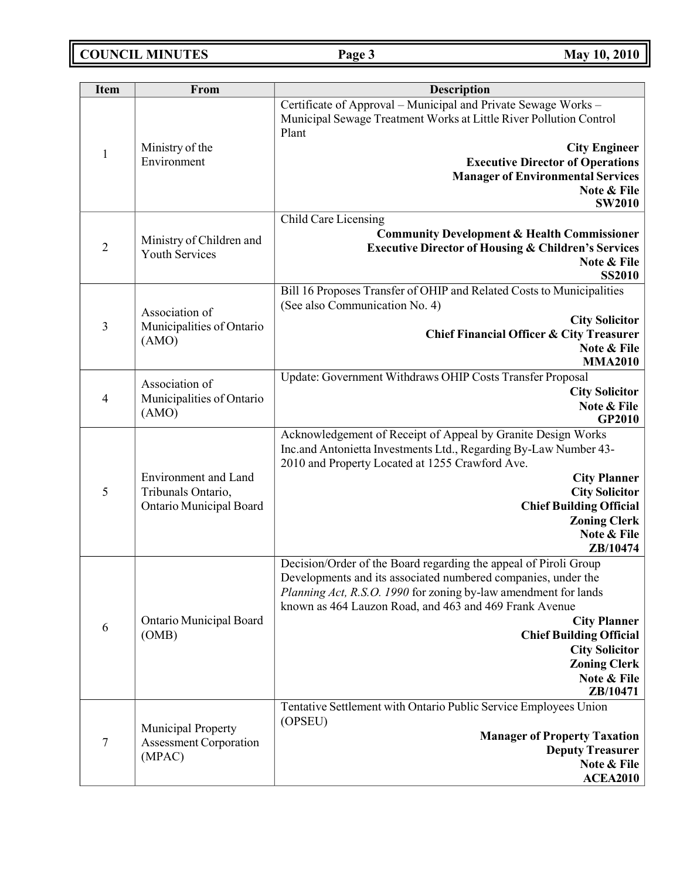| Item | From | Description |
|---|---|---|
| 1 | Ministry of the Environment | Certificate of Approval – Municipal and Private Sewage Works – Municipal Sewage Treatment Works at Little River Pollution Control Plant<br>**City Engineer**<br>**Executive Director of Operations**<br>**Manager of Environmental Services**<br>**Note & File**<br>**SW2010** |
| 2 | Ministry of Children and Youth Services | Child Care Licensing<br>**Community Development & Health Commissioner**<br>**Executive Director of Housing & Children's Services**<br>**Note & File**<br>**SS2010** |
| 3 | Association of Municipalities of Ontario (AMO) | Bill 16 Proposes Transfer of OHIP and Related Costs to Municipalities (See also Communication No. 4)<br>**City Solicitor**<br>**Chief Financial Officer & City Treasurer**<br>**Note & File**<br>**MMA2010** |
| 4 | Association of Municipalities of Ontario (AMO) | Update: Government Withdraws OHIP Costs Transfer Proposal<br>**City Solicitor**<br>**Note & File**<br>**GP2010** |
| 5 | Environment and Land Tribunals Ontario, Ontario Municipal Board | Acknowledgement of Receipt of Appeal by Granite Design Works Inc.and Antonietta Investments Ltd., Regarding By-Law Number 43-2010 and Property Located at 1255 Crawford Ave.<br>**City Planner**<br>**City Solicitor**<br>**Chief Building Official**<br>**Zoning Clerk**<br>**Note & File**<br>**ZB/10474** |
| 6 | Ontario Municipal Board (OMB) | Decision/Order of the Board regarding the appeal of Piroli Group Developments and its associated numbered companies, under the *Planning Act, R.S.O. 1990* for zoning by-law amendment for lands known as 464 Lauzon Road, and 463 and 469 Frank Avenue<br>**City Planner**<br>**Chief Building Official**<br>**City Solicitor**<br>**Zoning Clerk**<br>**Note & File**<br>**ZB/10471** |
| 7 | Municipal Property Assessment Corporation (MPAC) | Tentative Settlement with Ontario Public Service Employees Union (OPSEU)<br>**Manager of Property Taxation**<br>**Deputy Treasurer**<br>**Note & File**<br>**ACEA2010** |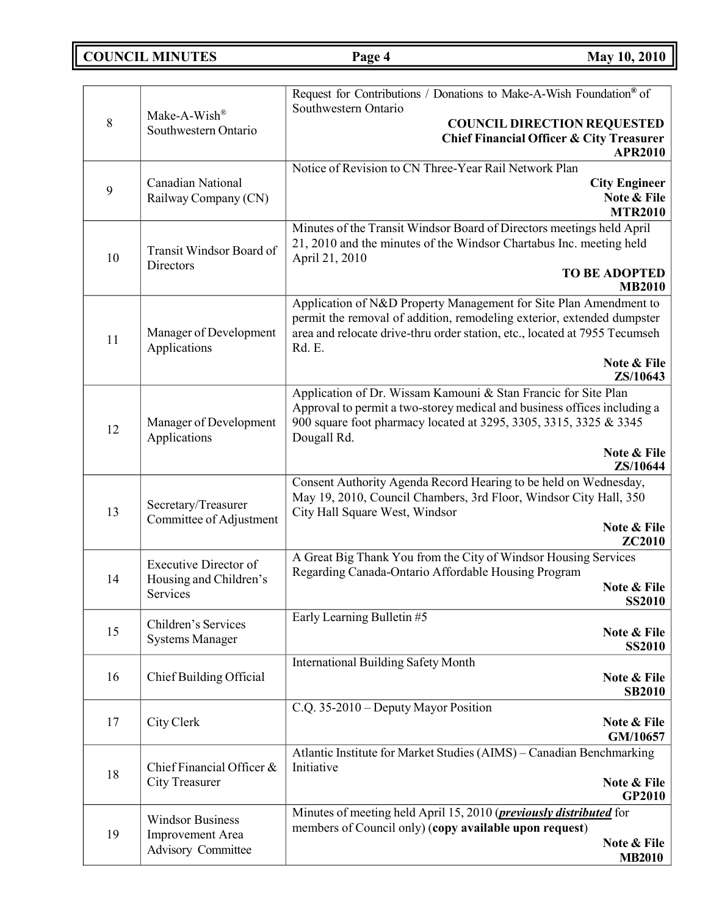| 8 | Make-A-Wish® Southwestern Ontario | Request for Contributions / Donations to Make-A-Wish Foundation® of Southwestern Ontario **COUNCIL DIRECTION REQUESTED** **Chief Financial Officer & City Treasurer** **APR2010** |
|---|---|---|
| 9 | Canadian National Railway Company (CN) | Notice of Revision to CN Three-Year Rail Network Plan **City Engineer** **Note & File** **MTR2010** |
| 10 | Transit Windsor Board of Directors | Minutes of the Transit Windsor Board of Directors meetings held April 21, 2010 and the minutes of the Windsor Chartabus Inc. meeting held April 21, 2010 **TO BE ADOPTED** **MB2010** |
| 11 | Manager of Development Applications | Application of N&D Property Management for Site Plan Amendment to permit the removal of addition, remodeling exterior, extended dumpster area and relocate drive-thru order station, etc., located at 7955 Tecumseh Rd. E. **Note & File** **ZS/10643** |
| 12 | Manager of Development Applications | Application of Dr. Wissam Kamouni & Stan Francic for Site Plan Approval to permit a two-storey medical and business offices including a 900 square foot pharmacy located at 3295, 3305, 3315, 3325 & 3345 Dougall Rd. **Note & File** **ZS/10644** |
| 13 | Secretary/Treasurer Committee of Adjustment | Consent Authority Agenda Record Hearing to be held on Wednesday, May 19, 2010, Council Chambers, 3rd Floor, Windsor City Hall, 350 City Hall Square West, Windsor **Note & File** **ZC2010** |
| 14 | Executive Director of Housing and Children's Services | A Great Big Thank You from the City of Windsor Housing Services Regarding Canada-Ontario Affordable Housing Program **Note & File** **SS2010** |
| 15 | Children's Services Systems Manager | Early Learning Bulletin #5 **Note & File** **SS2010** |
| 16 | Chief Building Official | International Building Safety Month **Note & File** **SB2010** |
| 17 | City Clerk | C.Q. 35-2010 – Deputy Mayor Position **Note & File** **GM/10657** |
| 18 | Chief Financial Officer & City Treasurer | Atlantic Institute for Market Studies (AIMS) – Canadian Benchmarking Initiative **Note & File** **GP2010** |
| 19 | Windsor Business Improvement Area Advisory Committee | Minutes of meeting held April 15, 2010 (***previously distributed*** for members of Council only) (**copy available upon request**) **Note & File** **MB2010** |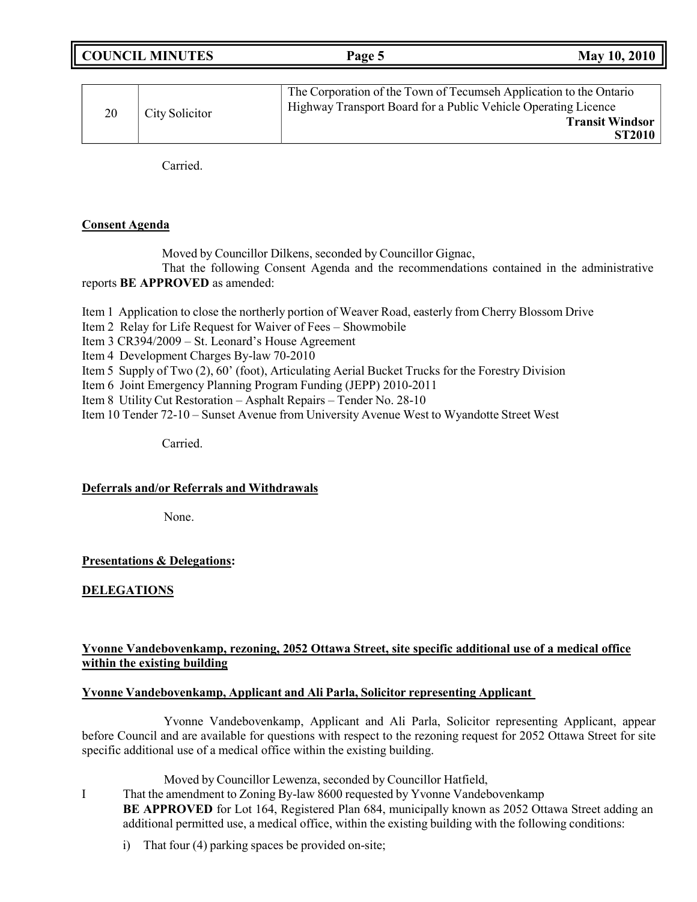| 20 | City Solicitor | The Corporation of the Town of Tecumseh Application to the Ontario Highway Transport Board for a Public Vehicle Operating Licence **Transit Windsor ST2010** |
|---|---|---|

Carried.

**Consent Agenda**

Moved by Councillor Dilkens, seconded by Councillor Gignac,

That the following Consent Agenda and the recommendations contained in the administrative reports **BE APPROVED** as amended:

Item 1 Application to close the northerly portion of Weaver Road, easterly from Cherry Blossom Drive
Item 2 Relay for Life Request for Waiver of Fees – Showmobile
Item 3 CR394/2009 – St. Leonard's House Agreement
Item 4 Development Charges By-law 70-2010
Item 5 Supply of Two (2), 60' (foot), Articulating Aerial Bucket Trucks for the Forestry Division
Item 6 Joint Emergency Planning Program Funding (JEPP) 2010-2011
Item 8 Utility Cut Restoration – Asphalt Repairs – Tender No. 28-10
Item 10 Tender 72-10 – Sunset Avenue from University Avenue West to Wyandotte Street West

Carried.

**Deferrals and/or Referrals and Withdrawals**

None.

**Presentations & Delegations:**

**DELEGATIONS**

**Yvonne Vandebovenkamp, rezoning, 2052 Ottawa Street, site specific additional use of a medical office within the existing building**

**Yvonne Vandebovenkamp, Applicant and Ali Parla, Solicitor representing Applicant**

Yvonne Vandebovenkamp, Applicant and Ali Parla, Solicitor representing Applicant, appear before Council and are available for questions with respect to the rezoning request for 2052 Ottawa Street for site specific additional use of a medical office within the existing building.

Moved by Councillor Lewenza, seconded by Councillor Hatfield,

I That the amendment to Zoning By-law 8600 requested by Yvonne Vandebovenkamp **BE APPROVED** for Lot 164, Registered Plan 684, municipally known as 2052 Ottawa Street adding an additional permitted use, a medical office, within the existing building with the following conditions:

i) That four (4) parking spaces be provided on-site;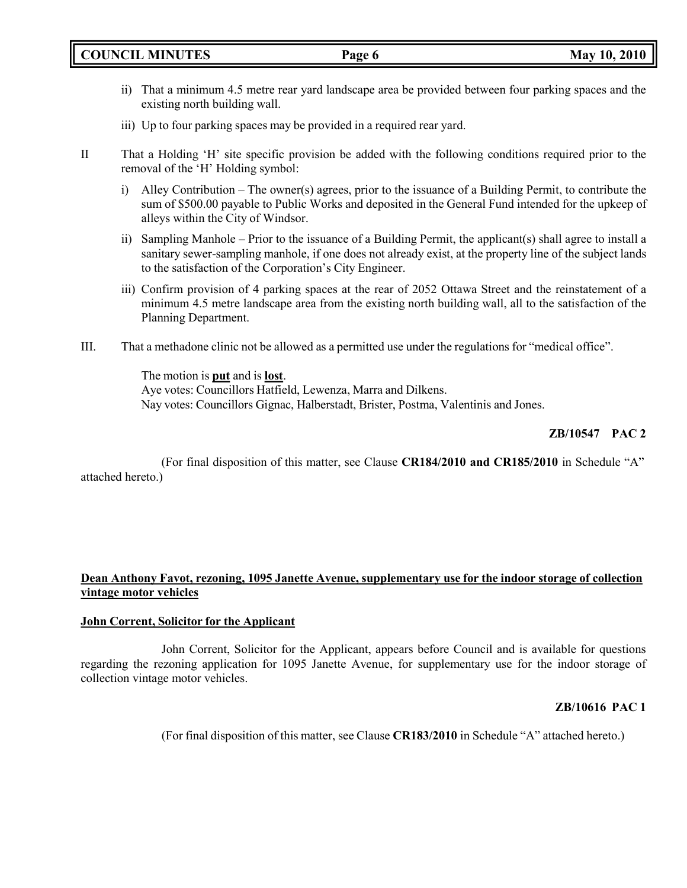ii) That a minimum 4.5 metre rear yard landscape area be provided between four parking spaces and the existing north building wall.

iii) Up to four parking spaces may be provided in a required rear yard.

II That a Holding 'H' site specific provision be added with the following conditions required prior to the removal of the 'H' Holding symbol:

i) Alley Contribution – The owner(s) agrees, prior to the issuance of a Building Permit, to contribute the sum of $500.00 payable to Public Works and deposited in the General Fund intended for the upkeep of alleys within the City of Windsor.

ii) Sampling Manhole – Prior to the issuance of a Building Permit, the applicant(s) shall agree to install a sanitary sewer-sampling manhole, if one does not already exist, at the property line of the subject lands to the satisfaction of the Corporation's City Engineer.

iii) Confirm provision of 4 parking spaces at the rear of 2052 Ottawa Street and the reinstatement of a minimum 4.5 metre landscape area from the existing north building wall, all to the satisfaction of the Planning Department.

III. That a methadone clinic not be allowed as a permitted use under the regulations for "medical office".

The motion is **put** and is **lost**.
Aye votes: Councillors Hatfield, Lewenza, Marra and Dilkens.
Nay votes: Councillors Gignac, Halberstadt, Brister, Postma, Valentinis and Jones.

**ZB/10547 PAC 2**

(For final disposition of this matter, see Clause **CR184/2010 and CR185/2010** in Schedule "A" attached hereto.)

**Dean Anthony Favot, rezoning, 1095 Janette Avenue, supplementary use for the indoor storage of collection vintage motor vehicles**

**John Corrent, Solicitor for the Applicant**

John Corrent, Solicitor for the Applicant, appears before Council and is available for questions regarding the rezoning application for 1095 Janette Avenue, for supplementary use for the indoor storage of collection vintage motor vehicles.

**ZB/10616 PAC 1**

(For final disposition of this matter, see Clause **CR183/2010** in Schedule "A" attached hereto.)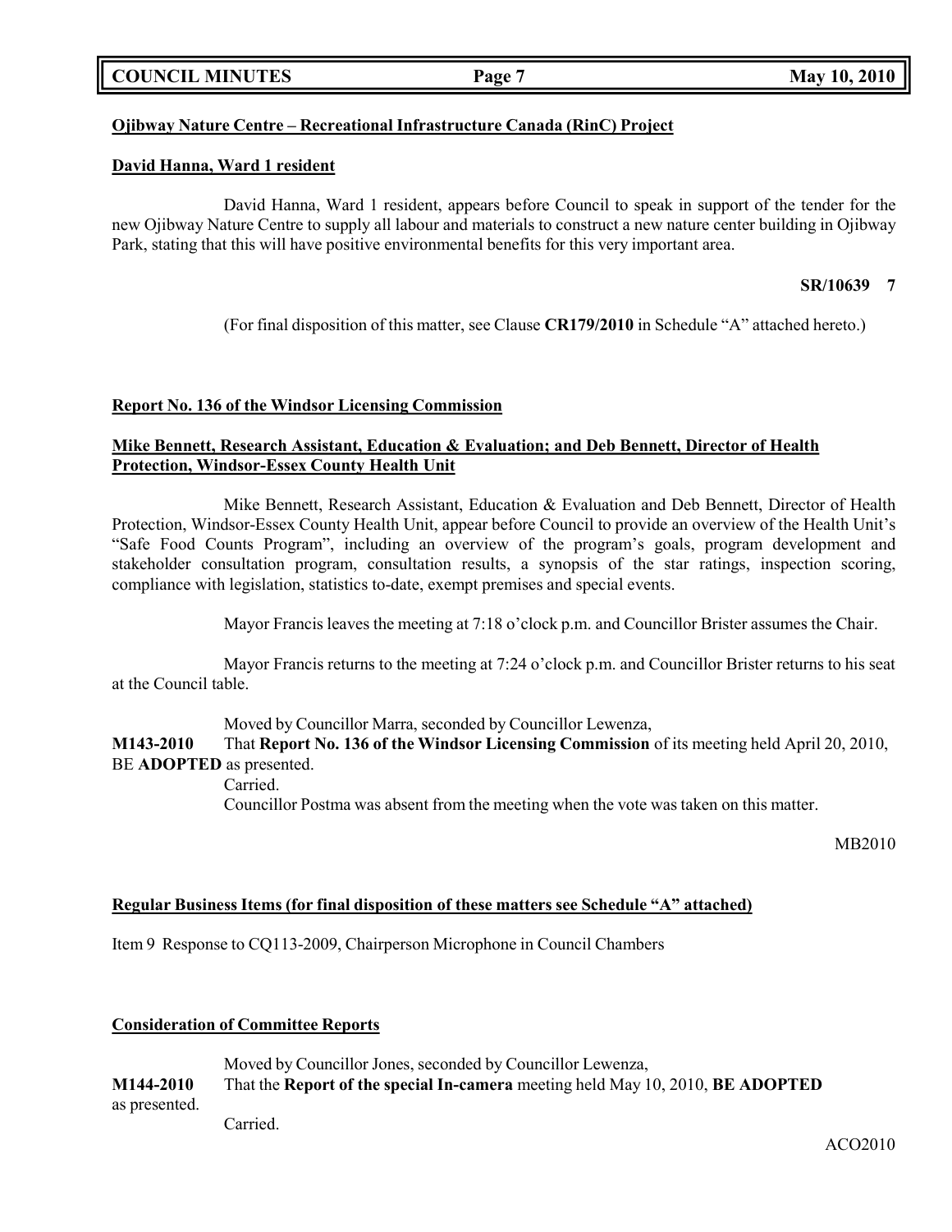**Ojibway Nature Centre – Recreational Infrastructure Canada (RinC) Project**

**David Hanna, Ward 1 resident**

David Hanna, Ward 1 resident, appears before Council to speak in support of the tender for the new Ojibway Nature Centre to supply all labour and materials to construct a new nature center building in Ojibway Park, stating that this will have positive environmental benefits for this very important area.

**SR/10639 7**

(For final disposition of this matter, see Clause **CR179/2010** in Schedule "A" attached hereto.)

**Report No. 136 of the Windsor Licensing Commission**

**Mike Bennett, Research Assistant, Education & Evaluation; and Deb Bennett, Director of Health Protection, Windsor-Essex County Health Unit**

Mike Bennett, Research Assistant, Education & Evaluation and Deb Bennett, Director of Health Protection, Windsor-Essex County Health Unit, appear before Council to provide an overview of the Health Unit's "Safe Food Counts Program", including an overview of the program's goals, program development and stakeholder consultation program, consultation results, a synopsis of the star ratings, inspection scoring, compliance with legislation, statistics to-date, exempt premises and special events.

Mayor Francis leaves the meeting at 7:18 o'clock p.m. and Councillor Brister assumes the Chair.

Mayor Francis returns to the meeting at 7:24 o'clock p.m. and Councillor Brister returns to his seat at the Council table.

Moved by Councillor Marra, seconded by Councillor Lewenza,

**M143-2010** That **Report No. 136 of the Windsor Licensing Commission** of its meeting held April 20, 2010, BE **ADOPTED** as presented.

Carried.

Councillor Postma was absent from the meeting when the vote was taken on this matter.

MB2010

**Regular Business Items (for final disposition of these matters see Schedule "A" attached)**

Item 9 Response to CQ113-2009, Chairperson Microphone in Council Chambers

**Consideration of Committee Reports**

Moved by Councillor Jones, seconded by Councillor Lewenza,

**M144-2010** That the **Report of the special In-camera** meeting held May 10, 2010, **BE ADOPTED** as presented.

Carried.

ACO2010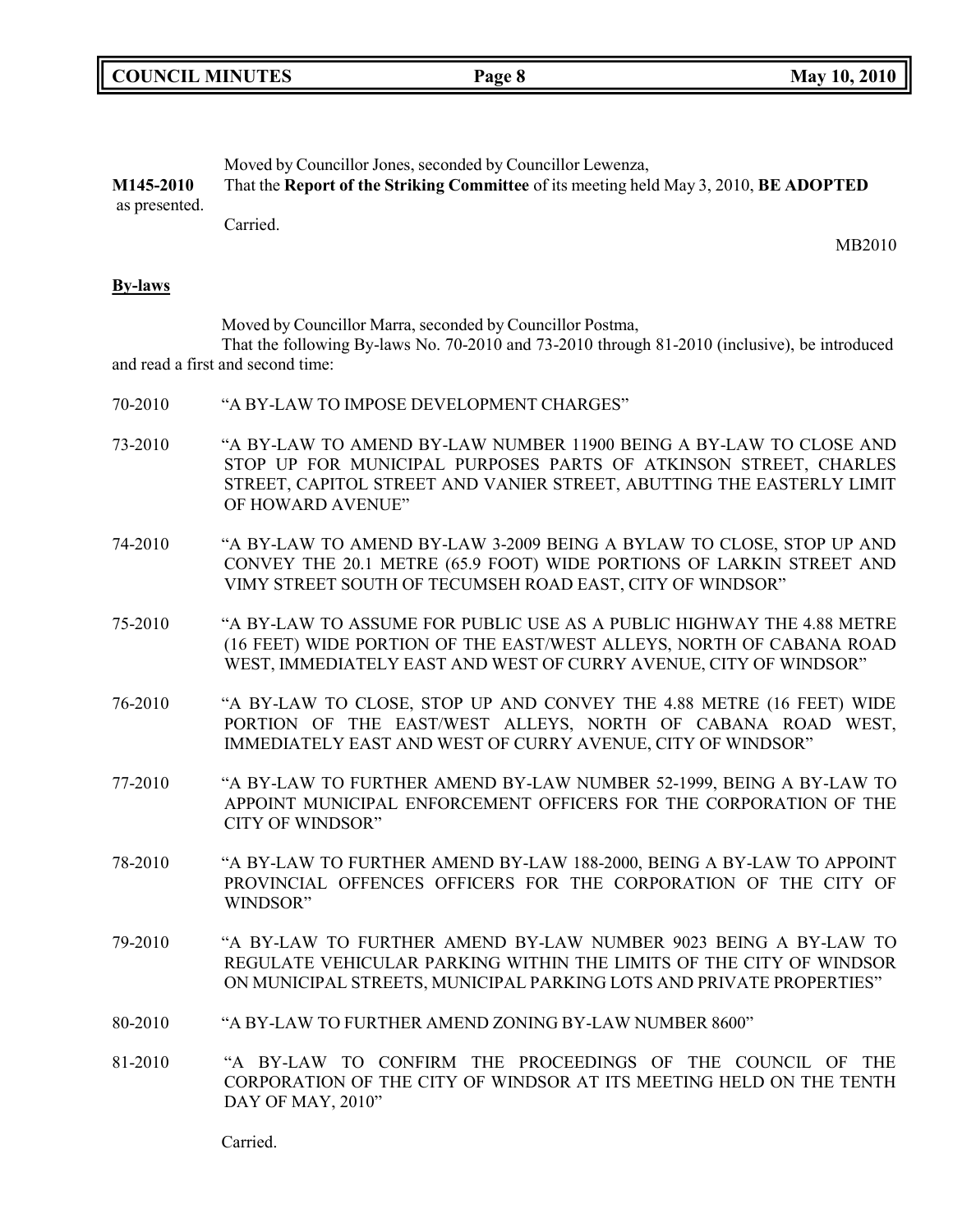Moved by Councillor Jones, seconded by Councillor Lewenza,

**M145-2010** That the **Report of the Striking Committee** of its meeting held May 3, 2010, **BE ADOPTED** as presented.

Carried.

MB2010

**By-laws**

Moved by Councillor Marra, seconded by Councillor Postma,

That the following By-laws No. 70-2010 and 73-2010 through 81-2010 (inclusive), be introduced and read a first and second time:

70-2010 "A BY-LAW TO IMPOSE DEVELOPMENT CHARGES"

73-2010 "A BY-LAW TO AMEND BY-LAW NUMBER 11900 BEING A BY-LAW TO CLOSE AND STOP UP FOR MUNICIPAL PURPOSES PARTS OF ATKINSON STREET, CHARLES STREET, CAPITOL STREET AND VANIER STREET, ABUTTING THE EASTERLY LIMIT OF HOWARD AVENUE"

74-2010 "A BY-LAW TO AMEND BY-LAW 3-2009 BEING A BYLAW TO CLOSE, STOP UP AND CONVEY THE 20.1 METRE (65.9 FOOT) WIDE PORTIONS OF LARKIN STREET AND VIMY STREET SOUTH OF TECUMSEH ROAD EAST, CITY OF WINDSOR"

75-2010 "A BY-LAW TO ASSUME FOR PUBLIC USE AS A PUBLIC HIGHWAY THE 4.88 METRE (16 FEET) WIDE PORTION OF THE EAST/WEST ALLEYS, NORTH OF CABANA ROAD WEST, IMMEDIATELY EAST AND WEST OF CURRY AVENUE, CITY OF WINDSOR"

76-2010 "A BY-LAW TO CLOSE, STOP UP AND CONVEY THE 4.88 METRE (16 FEET) WIDE PORTION OF THE EAST/WEST ALLEYS, NORTH OF CABANA ROAD WEST, IMMEDIATELY EAST AND WEST OF CURRY AVENUE, CITY OF WINDSOR"

77-2010 "A BY-LAW TO FURTHER AMEND BY-LAW NUMBER 52-1999, BEING A BY-LAW TO APPOINT MUNICIPAL ENFORCEMENT OFFICERS FOR THE CORPORATION OF THE CITY OF WINDSOR"

78-2010 "A BY-LAW TO FURTHER AMEND BY-LAW 188-2000, BEING A BY-LAW TO APPOINT PROVINCIAL OFFENCES OFFICERS FOR THE CORPORATION OF THE CITY OF WINDSOR"

79-2010 "A BY-LAW TO FURTHER AMEND BY-LAW NUMBER 9023 BEING A BY-LAW TO REGULATE VEHICULAR PARKING WITHIN THE LIMITS OF THE CITY OF WINDSOR ON MUNICIPAL STREETS, MUNICIPAL PARKING LOTS AND PRIVATE PROPERTIES"

80-2010 "A BY-LAW TO FURTHER AMEND ZONING BY-LAW NUMBER 8600"

81-2010 "A BY-LAW TO CONFIRM THE PROCEEDINGS OF THE COUNCIL OF THE CORPORATION OF THE CITY OF WINDSOR AT ITS MEETING HELD ON THE TENTH DAY OF MAY, 2010"

Carried.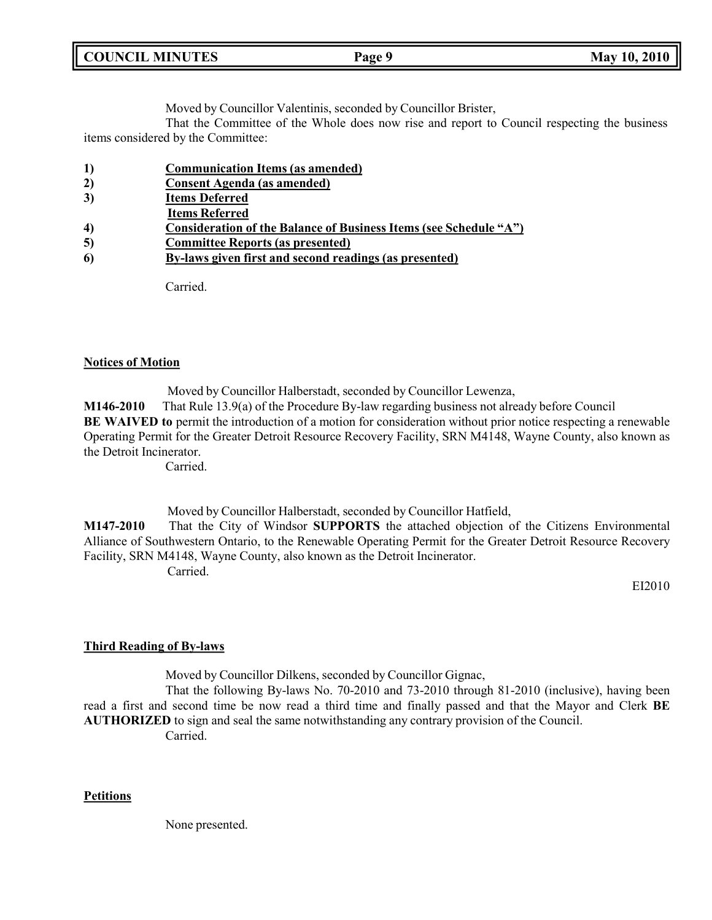Moved by Councillor Valentinis, seconded by Councillor Brister,

That the Committee of the Whole does now rise and report to Council respecting the business items considered by the Committee:

1) **Communication Items (as amended)**
2) **Consent Agenda (as amended)**
3) **Items Deferred**
   **Items Referred**
4) **Consideration of the Balance of Business Items (see Schedule "A")**
5) **Committee Reports (as presented)**
6) **By-laws given first and second readings (as presented)**

Carried.

## Notices of Motion

Moved by Councillor Halberstadt, seconded by Councillor Lewenza,

**M146-2010** That Rule 13.9(a) of the Procedure By-law regarding business not already before Council **BE WAIVED to** permit the introduction of a motion for consideration without prior notice respecting a renewable Operating Permit for the Greater Detroit Resource Recovery Facility, SRN M4148, Wayne County, also known as the Detroit Incinerator.

Carried.

Moved by Councillor Halberstadt, seconded by Councillor Hatfield,

**M147-2010** That the City of Windsor **SUPPORTS** the attached objection of the Citizens Environmental Alliance of Southwestern Ontario, to the Renewable Operating Permit for the Greater Detroit Resource Recovery Facility, SRN M4148, Wayne County, also known as the Detroit Incinerator.

Carried.

EI2010

## Third Reading of By-laws

Moved by Councillor Dilkens, seconded by Councillor Gignac,

That the following By-laws No. 70-2010 and 73-2010 through 81-2010 (inclusive), having been read a first and second time be now read a third time and finally passed and that the Mayor and Clerk **BE AUTHORIZED** to sign and seal the same notwithstanding any contrary provision of the Council.

Carried.

## Petitions

None presented.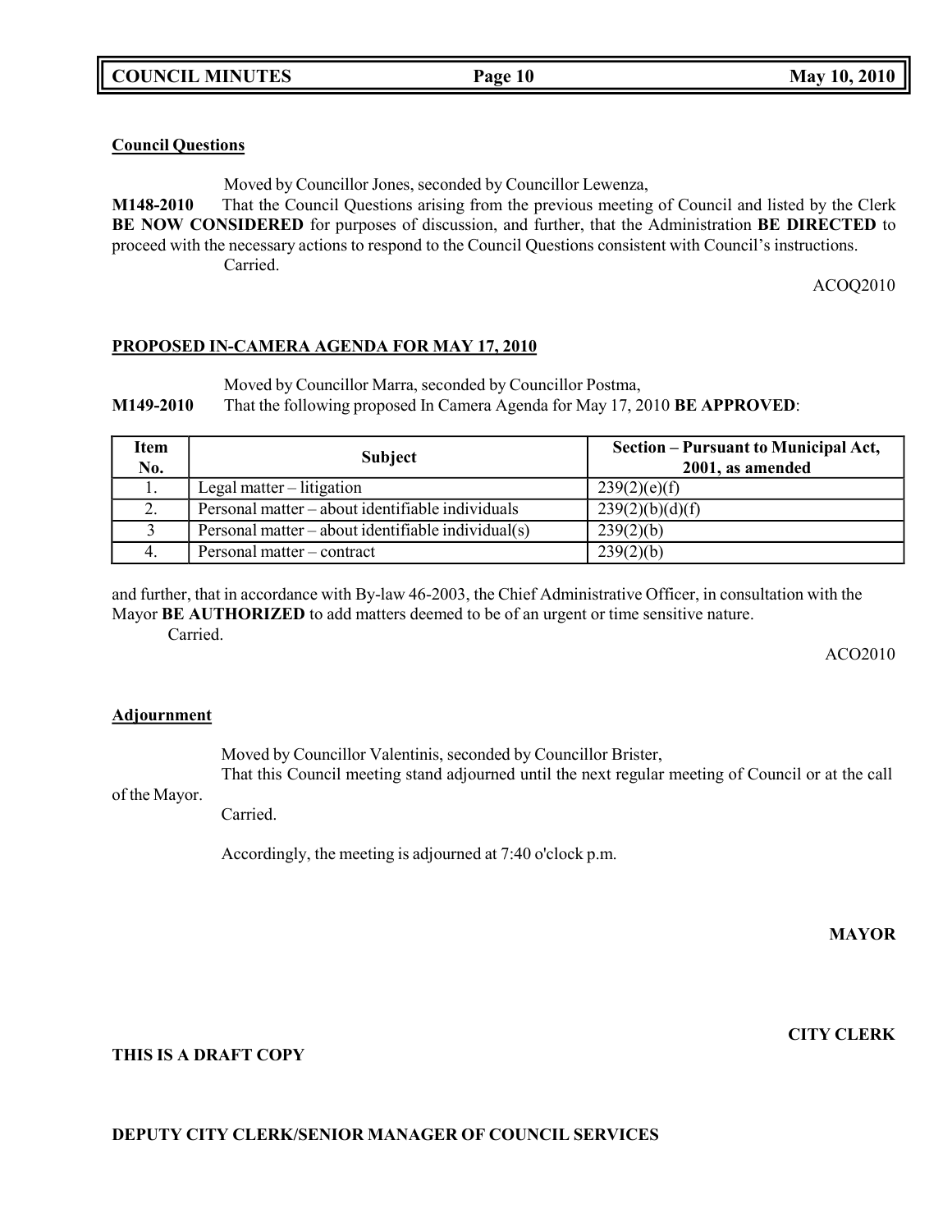**Council Questions**

Moved by Councillor Jones, seconded by Councillor Lewenza,

**M148-2010** That the Council Questions arising from the previous meeting of Council and listed by the Clerk **BE NOW CONSIDERED** for purposes of discussion, and further, that the Administration **BE DIRECTED** to proceed with the necessary actions to respond to the Council Questions consistent with Council's instructions.

Carried.

ACOQ2010

**PROPOSED IN-CAMERA AGENDA FOR MAY 17, 2010**

Moved by Councillor Marra, seconded by Councillor Postma,

**M149-2010** That the following proposed In Camera Agenda for May 17, 2010 **BE APPROVED**:

| Item No. | Subject | Section – Pursuant to Municipal Act, 2001, as amended |
|---|---|---|
| 1. | Legal matter – litigation | 239(2)(e)(f) |
| 2. | Personal matter – about identifiable individuals | 239(2)(b)(d)(f) |
| 3 | Personal matter – about identifiable individual(s) | 239(2)(b) |
| 4. | Personal matter – contract | 239(2)(b) |

and further, that in accordance with By-law 46-2003, the Chief Administrative Officer, in consultation with the Mayor **BE AUTHORIZED** to add matters deemed to be of an urgent or time sensitive nature.

Carried.

ACO2010

**Adjournment**

Moved by Councillor Valentinis, seconded by Councillor Brister,

That this Council meeting stand adjourned until the next regular meeting of Council or at the call of the Mayor.

Carried.

Accordingly, the meeting is adjourned at 7:40 o'clock p.m.

**MAYOR**

**CITY CLERK**

**THIS IS A DRAFT COPY**

**DEPUTY CITY CLERK/SENIOR MANAGER OF COUNCIL SERVICES**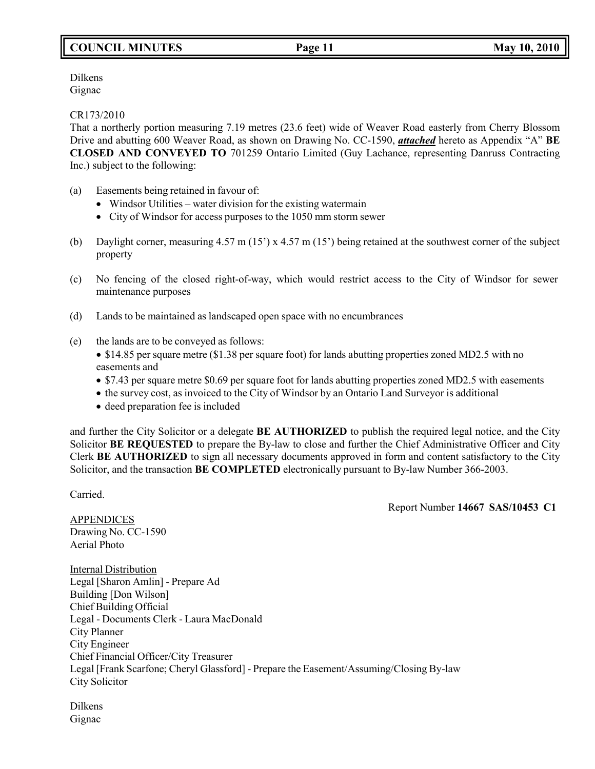Dilkens
Gignac

CR173/2010

That a northerly portion measuring 7.19 metres (23.6 feet) wide of Weaver Road easterly from Cherry Blossom Drive and abutting 600 Weaver Road, as shown on Drawing No. CC-1590, ***attached*** hereto as Appendix "A" **BE CLOSED AND CONVEYED TO** 701259 Ontario Limited (Guy Lachance, representing Danruss Contracting Inc.) subject to the following:

(a) Easements being retained in favour of:
- Windsor Utilities – water division for the existing watermain
- City of Windsor for access purposes to the 1050 mm storm sewer

(b) Daylight corner, measuring 4.57 m (15') x 4.57 m (15') being retained at the southwest corner of the subject property

(c) No fencing of the closed right-of-way, which would restrict access to the City of Windsor for sewer maintenance purposes

(d) Lands to be maintained as landscaped open space with no encumbrances

(e) the lands are to be conveyed as follows:
- $14.85 per square metre ($1.38 per square foot) for lands abutting properties zoned MD2.5 with no easements and
- $7.43 per square metre $0.69 per square foot for lands abutting properties zoned MD2.5 with easements
- the survey cost, as invoiced to the City of Windsor by an Ontario Land Surveyor is additional
- deed preparation fee is included

and further the City Solicitor or a delegate **BE AUTHORIZED** to publish the required legal notice, and the City Solicitor **BE REQUESTED** to prepare the By-law to close and further the Chief Administrative Officer and City Clerk **BE AUTHORIZED** to sign all necessary documents approved in form and content satisfactory to the City Solicitor, and the transaction **BE COMPLETED** electronically pursuant to By-law Number 366-2003.

Carried.

Report Number **14667 SAS/10453 C1**

APPENDICES
Drawing No. CC-1590
Aerial Photo

Internal Distribution
Legal [Sharon Amlin] - Prepare Ad
Building [Don Wilson]
Chief Building Official
Legal - Documents Clerk - Laura MacDonald
City Planner
City Engineer
Chief Financial Officer/City Treasurer
Legal [Frank Scarfone; Cheryl Glassford] - Prepare the Easement/Assuming/Closing By-law
City Solicitor

Dilkens
Gignac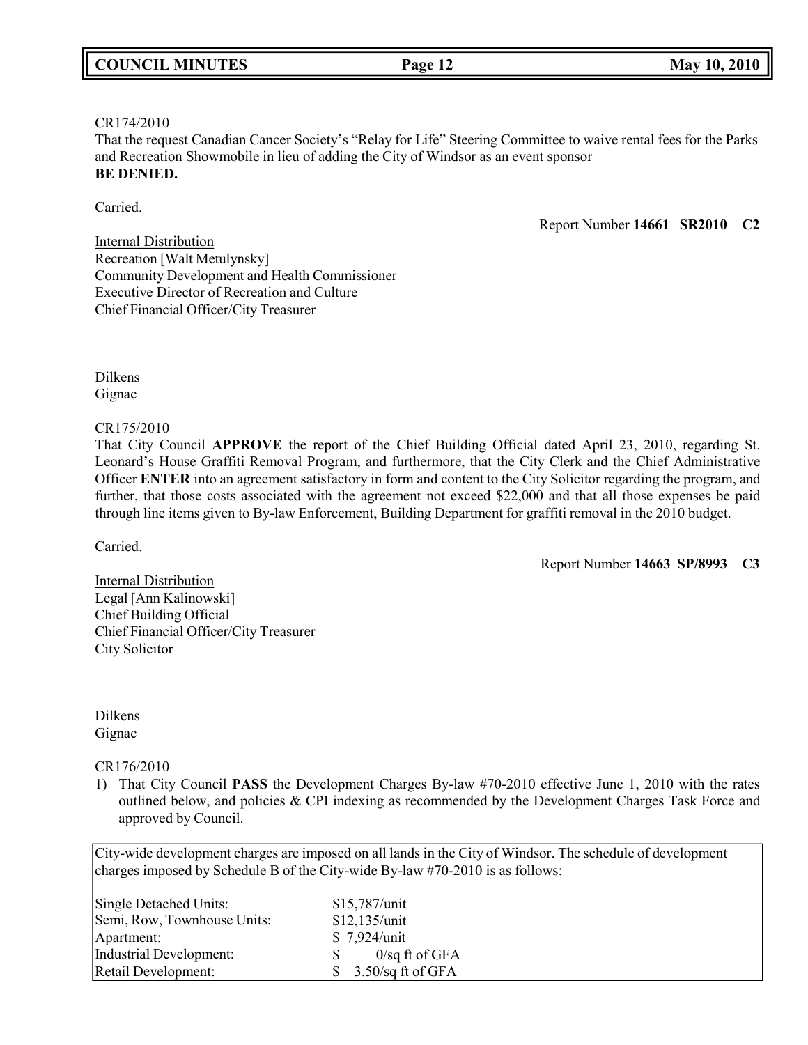CR174/2010
That the request Canadian Cancer Society's "Relay for Life" Steering Committee to waive rental fees for the Parks and Recreation Showmobile in lieu of adding the City of Windsor as an event sponsor
**BE DENIED.**

Carried.

Report Number **14661 SR2010 C2**

Internal Distribution
Recreation [Walt Metulynsky]
Community Development and Health Commissioner
Executive Director of Recreation and Culture
Chief Financial Officer/City Treasurer

Dilkens
Gignac

CR175/2010
That City Council **APPROVE** the report of the Chief Building Official dated April 23, 2010, regarding St. Leonard's House Graffiti Removal Program, and furthermore, that the City Clerk and the Chief Administrative Officer **ENTER** into an agreement satisfactory in form and content to the City Solicitor regarding the program, and further, that those costs associated with the agreement not exceed $22,000 and that all those expenses be paid through line items given to By-law Enforcement, Building Department for graffiti removal in the 2010 budget.

Carried.

Report Number **14663 SP/8993 C3**

Internal Distribution
Legal [Ann Kalinowski]
Chief Building Official
Chief Financial Officer/City Treasurer
City Solicitor

Dilkens
Gignac

CR176/2010
1) That City Council **PASS** the Development Charges By-law #70-2010 effective June 1, 2010 with the rates outlined below, and policies & CPI indexing as recommended by the Development Charges Task Force and approved by Council.

City-wide development charges are imposed on all lands in the City of Windsor. The schedule of development charges imposed by Schedule B of the City-wide By-law #70-2010 is as follows:

| | |
|---|---|
| Single Detached Units: | $15,787/unit |
| Semi, Row, Townhouse Units: | $12,135/unit |
| Apartment: | $ 7,924/unit |
| Industrial Development: | $ 0/sq ft of GFA |
| Retail Development: | $ 3.50/sq ft of GFA |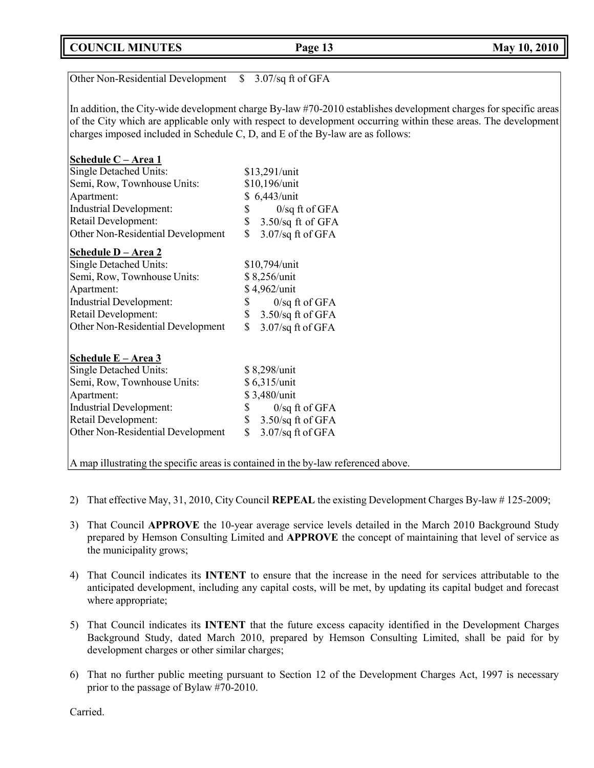Other Non-Residential Development $ 3.07/sq ft of GFA

In addition, the City-wide development charge By-law #70-2010 establishes development charges for specific areas of the City which are applicable only with respect to development occurring within these areas. The development charges imposed included in Schedule C, D, and E of the By-law are as follows:

**Schedule C – Area 1**

| | |
|---|---|
| Single Detached Units: | $13,291/unit |
| Semi, Row, Townhouse Units: | $10,196/unit |
| Apartment: | $ 6,443/unit |
| Industrial Development: | $ 0/sq ft of GFA |
| Retail Development: | $ 3.50/sq ft of GFA |
| Other Non-Residential Development | $ 3.07/sq ft of GFA |

**Schedule D – Area 2**

| | |
|---|---|
| Single Detached Units: | $10,794/unit |
| Semi, Row, Townhouse Units: | $ 8,256/unit |
| Apartment: | $ 4,962/unit |
| Industrial Development: | $ 0/sq ft of GFA |
| Retail Development: | $ 3.50/sq ft of GFA |
| Other Non-Residential Development | $ 3.07/sq ft of GFA |

**Schedule E – Area 3**

| | |
|---|---|
| Single Detached Units: | $ 8,298/unit |
| Semi, Row, Townhouse Units: | $ 6,315/unit |
| Apartment: | $ 3,480/unit |
| Industrial Development: | $ 0/sq ft of GFA |
| Retail Development: | $ 3.50/sq ft of GFA |
| Other Non-Residential Development | $ 3.07/sq ft of GFA |

A map illustrating the specific areas is contained in the by-law referenced above.

2) That effective May, 31, 2010, City Council **REPEAL** the existing Development Charges By-law # 125-2009;

3) That Council **APPROVE** the 10-year average service levels detailed in the March 2010 Background Study prepared by Hemson Consulting Limited and **APPROVE** the concept of maintaining that level of service as the municipality grows;

4) That Council indicates its **INTENT** to ensure that the increase in the need for services attributable to the anticipated development, including any capital costs, will be met, by updating its capital budget and forecast where appropriate;

5) That Council indicates its **INTENT** that the future excess capacity identified in the Development Charges Background Study, dated March 2010, prepared by Hemson Consulting Limited, shall be paid for by development charges or other similar charges;

6) That no further public meeting pursuant to Section 12 of the Development Charges Act, 1997 is necessary prior to the passage of Bylaw #70-2010.

Carried.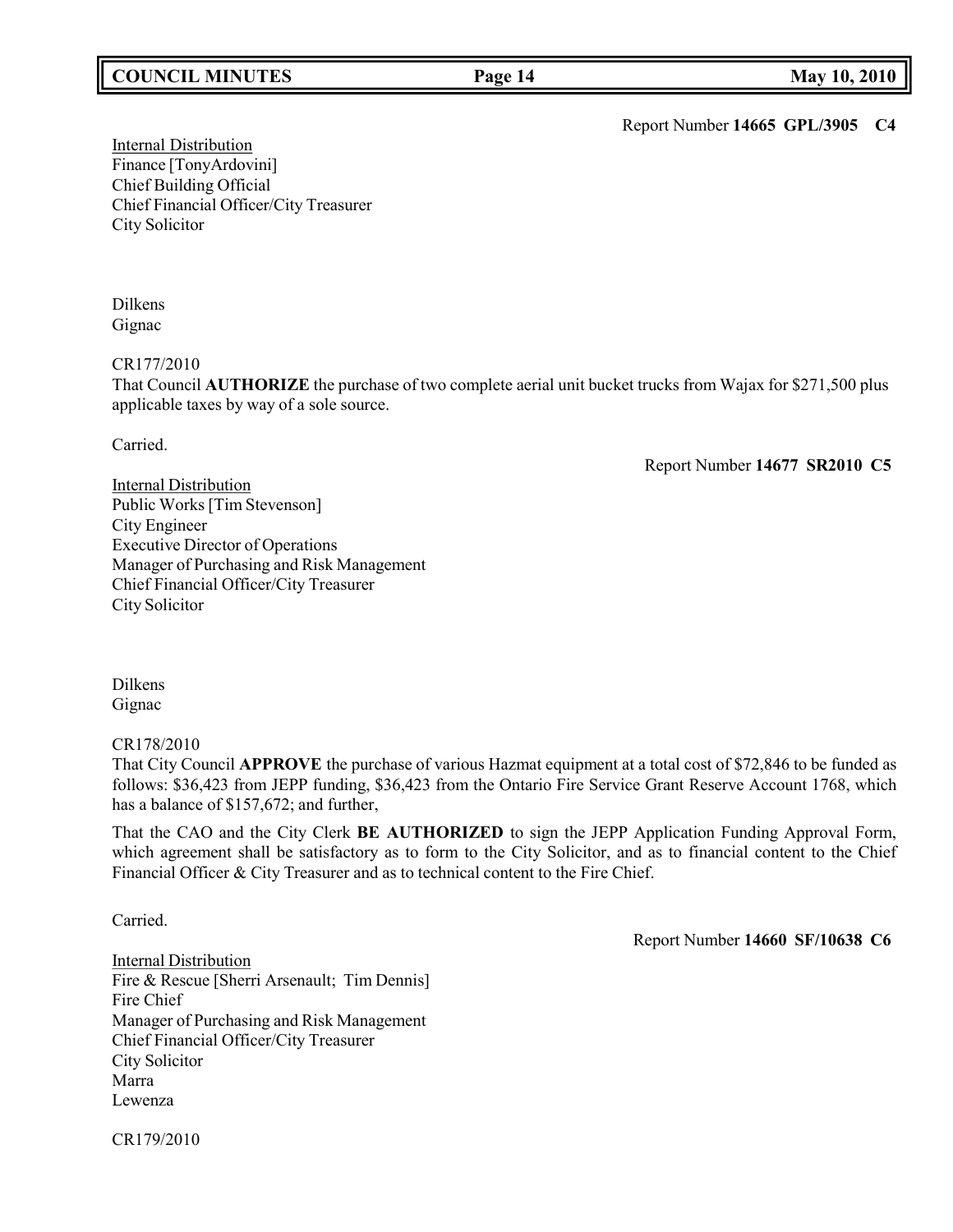Report Number **14665 GPL/3905 C4**

Internal Distribution
Finance [TonyArdovini]
Chief Building Official
Chief Financial Officer/City Treasurer
City Solicitor

Dilkens
Gignac

CR177/2010
That Council **AUTHORIZE** the purchase of two complete aerial unit bucket trucks from Wajax for $271,500 plus applicable taxes by way of a sole source.

Carried.

Report Number **14677 SR2010 C5**

Internal Distribution
Public Works [Tim Stevenson]
City Engineer
Executive Director of Operations
Manager of Purchasing and Risk Management
Chief Financial Officer/City Treasurer
City Solicitor

Dilkens
Gignac

CR178/2010
That City Council **APPROVE** the purchase of various Hazmat equipment at a total cost of $72,846 to be funded as follows: $36,423 from JEPP funding, $36,423 from the Ontario Fire Service Grant Reserve Account 1768, which has a balance of $157,672; and further,

That the CAO and the City Clerk **BE AUTHORIZED** to sign the JEPP Application Funding Approval Form, which agreement shall be satisfactory as to form to the City Solicitor, and as to financial content to the Chief Financial Officer & City Treasurer and as to technical content to the Fire Chief.

Carried.

Report Number **14660 SF/10638 C6**

Internal Distribution
Fire & Rescue [Sherri Arsenault; Tim Dennis]
Fire Chief
Manager of Purchasing and Risk Management
Chief Financial Officer/City Treasurer
City Solicitor
Marra
Lewenza

CR179/2010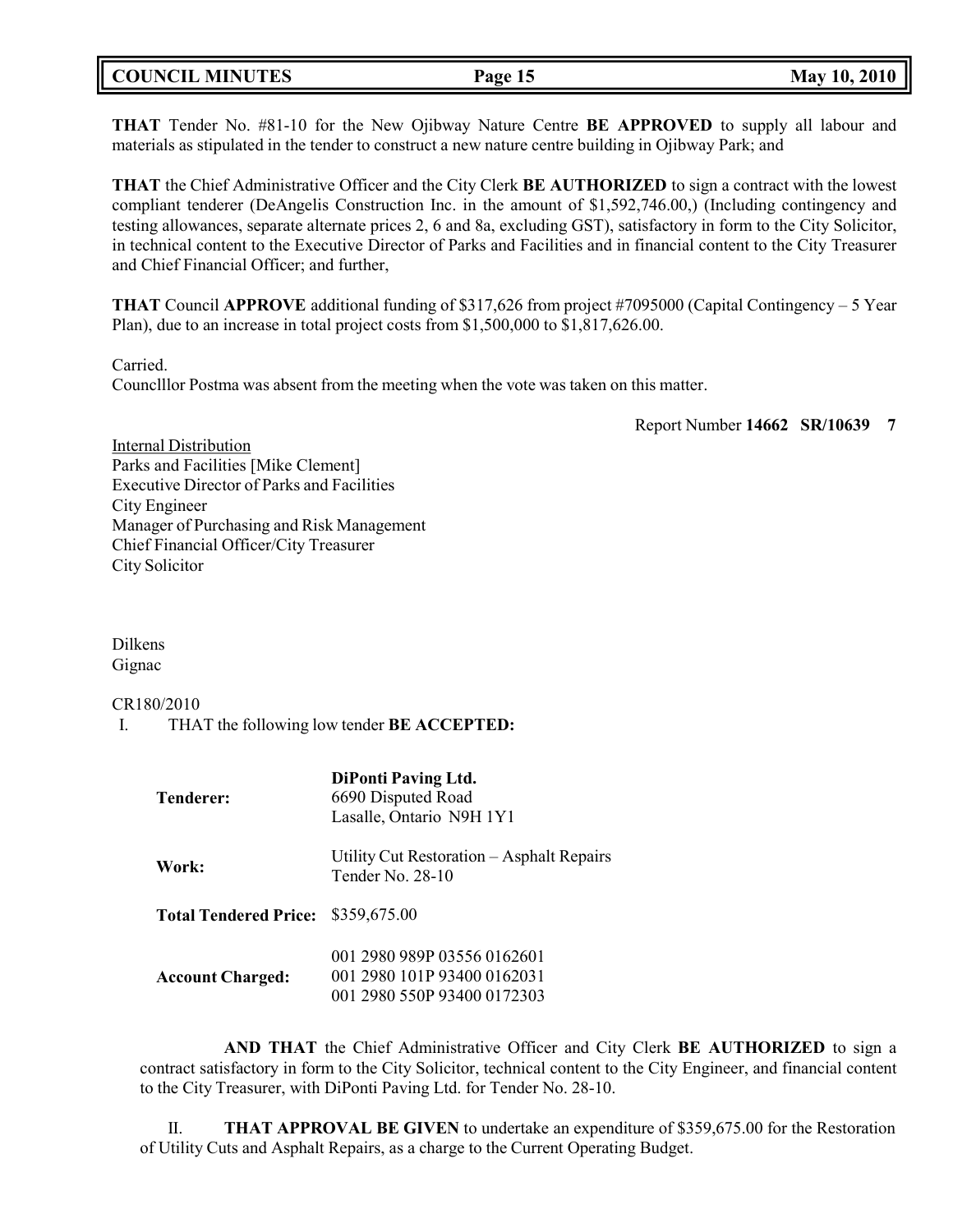**THAT** Tender No. #81-10 for the New Ojibway Nature Centre **BE APPROVED** to supply all labour and materials as stipulated in the tender to construct a new nature centre building in Ojibway Park; and

**THAT** the Chief Administrative Officer and the City Clerk **BE AUTHORIZED** to sign a contract with the lowest compliant tenderer (DeAngelis Construction Inc. in the amount of $1,592,746.00,) (Including contingency and testing allowances, separate alternate prices 2, 6 and 8a, excluding GST), satisfactory in form to the City Solicitor, in technical content to the Executive Director of Parks and Facilities and in financial content to the City Treasurer and Chief Financial Officer; and further,

**THAT** Council **APPROVE** additional funding of $317,626 from project #7095000 (Capital Contingency – 5 Year Plan), due to an increase in total project costs from $1,500,000 to $1,817,626.00.

Carried.
Counclllor Postma was absent from the meeting when the vote was taken on this matter.

Report Number **14662 SR/10639 7**

Internal Distribution
Parks and Facilities [Mike Clement]
Executive Director of Parks and Facilities
City Engineer
Manager of Purchasing and Risk Management
Chief Financial Officer/City Treasurer
City Solicitor

Dilkens
Gignac

CR180/2010
I. THAT the following low tender **BE ACCEPTED:**

| | |
|---|---|
| **Tenderer:** | **DiPonti Paving Ltd.**<br>6690 Disputed Road<br>Lasalle, Ontario N9H 1Y1 |
| **Work:** | Utility Cut Restoration – Asphalt Repairs<br>Tender No. 28-10 |
| **Total Tendered Price:** | $359,675.00 |
| **Account Charged:** | 001 2980 989P 03556 0162601<br>001 2980 101P 93400 0162031<br>001 2980 550P 93400 0172303 |

**AND THAT** the Chief Administrative Officer and City Clerk **BE AUTHORIZED** to sign a contract satisfactory in form to the City Solicitor, technical content to the City Engineer, and financial content to the City Treasurer, with DiPonti Paving Ltd. for Tender No. 28-10.

II. **THAT APPROVAL BE GIVEN** to undertake an expenditure of $359,675.00 for the Restoration of Utility Cuts and Asphalt Repairs, as a charge to the Current Operating Budget.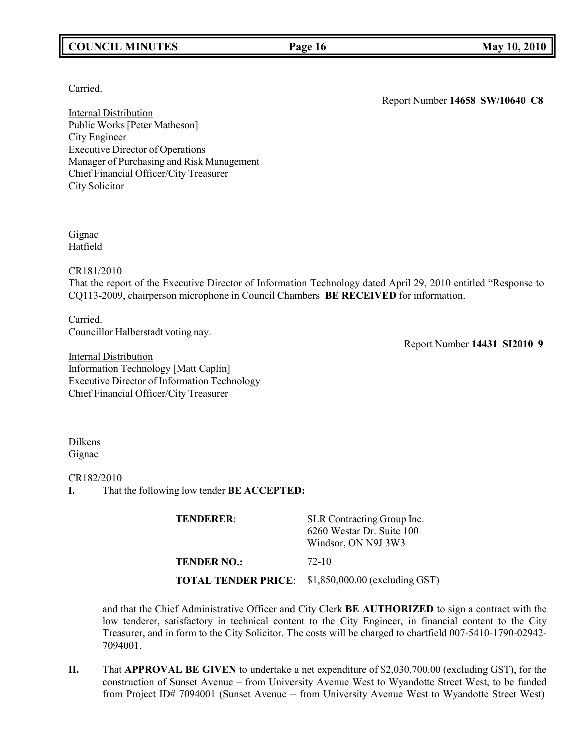Carried.

Report Number **14658 SW/10640 C8**

Internal Distribution
Public Works [Peter Matheson]
City Engineer
Executive Director of Operations
Manager of Purchasing and Risk Management
Chief Financial Officer/City Treasurer
City Solicitor

Gignac
Hatfield

CR181/2010
That the report of the Executive Director of Information Technology dated April 29, 2010 entitled "Response to CQ113-2009, chairperson microphone in Council Chambers **BE RECEIVED** for information.

Carried.
Councillor Halberstadt voting nay.

Report Number **14431 SI2010 9**

Internal Distribution
Information Technology [Matt Caplin]
Executive Director of Information Technology
Chief Financial Officer/City Treasurer

Dilkens
Gignac

CR182/2010

**I.** That the following low tender **BE ACCEPTED:**

| | |
|---|---|
| **TENDERER**: | SLR Contracting Group Inc.<br>6260 Westar Dr. Suite 100<br>Windsor, ON N9J 3W3 |
| **TENDER NO.:** | 72-10 |
| **TOTAL TENDER PRICE**: | $1,850,000.00 (excluding GST) |

and that the Chief Administrative Officer and City Clerk **BE AUTHORIZED** to sign a contract with the low tenderer, satisfactory in technical content to the City Engineer, in financial content to the City Treasurer, and in form to the City Solicitor. The costs will be charged to chartfield 007-5410-1790-02942-7094001.

**II.** That **APPROVAL BE GIVEN** to undertake a net expenditure of $2,030,700.00 (excluding GST), for the construction of Sunset Avenue – from University Avenue West to Wyandotte Street West, to be funded from Project ID# 7094001 (Sunset Avenue – from University Avenue West to Wyandotte Street West)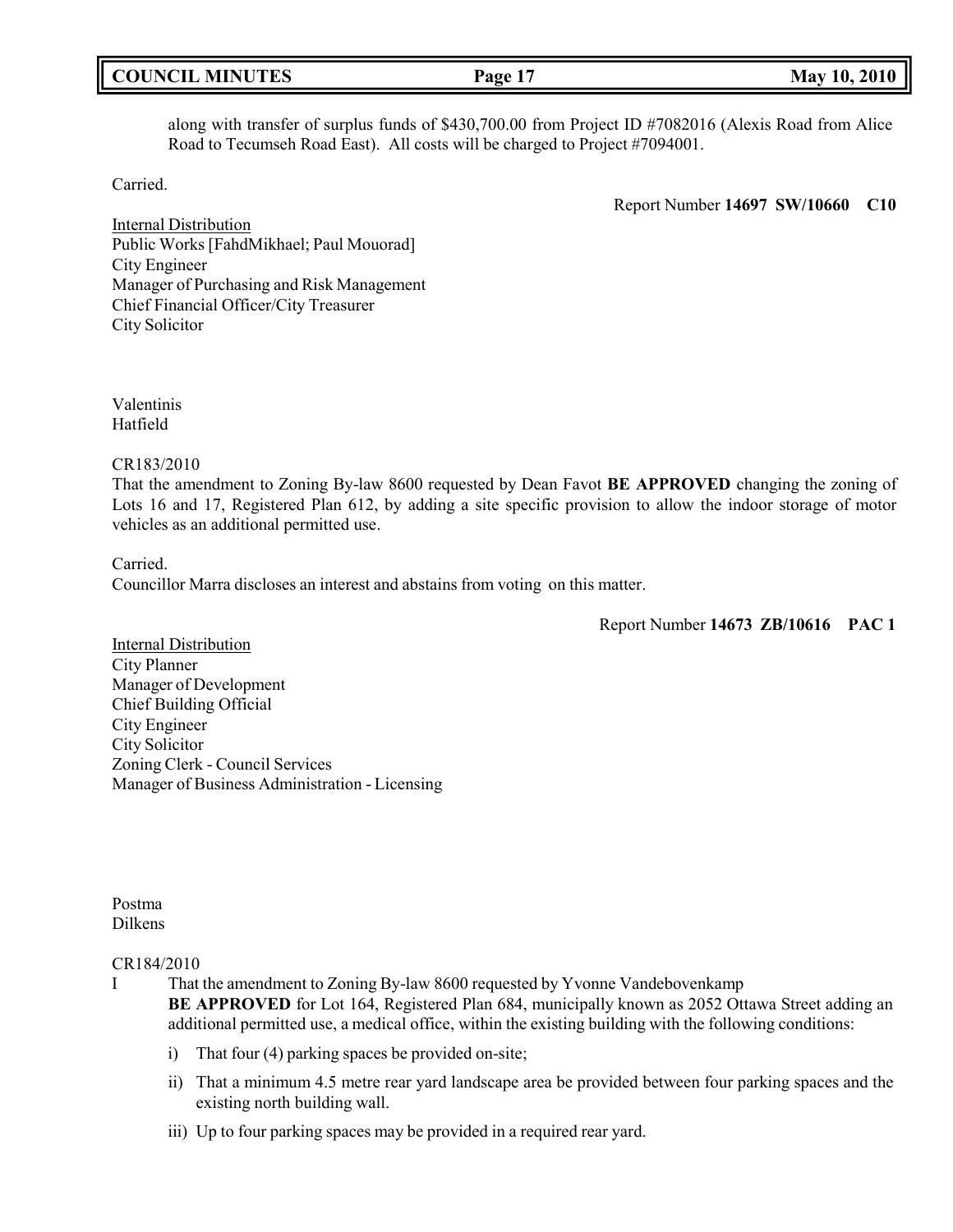along with transfer of surplus funds of $430,700.00 from Project ID #7082016 (Alexis Road from Alice Road to Tecumseh Road East). All costs will be charged to Project #7094001.

Carried.

Report Number **14697 SW/10660 C10**

Internal Distribution
Public Works [FahdMikhael; Paul Mouorad]
City Engineer
Manager of Purchasing and Risk Management
Chief Financial Officer/City Treasurer
City Solicitor

Valentinis
Hatfield

CR183/2010
That the amendment to Zoning By-law 8600 requested by Dean Favot **BE APPROVED** changing the zoning of Lots 16 and 17, Registered Plan 612, by adding a site specific provision to allow the indoor storage of motor vehicles as an additional permitted use.

Carried.
Councillor Marra discloses an interest and abstains from voting on this matter.

Report Number **14673 ZB/10616 PAC 1**

Internal Distribution
City Planner
Manager of Development
Chief Building Official
City Engineer
City Solicitor
Zoning Clerk - Council Services
Manager of Business Administration - Licensing

Postma
Dilkens

CR184/2010
I That the amendment to Zoning By-law 8600 requested by Yvonne Vandebovenkamp **BE APPROVED** for Lot 164, Registered Plan 684, municipally known as 2052 Ottawa Street adding an additional permitted use, a medical office, within the existing building with the following conditions:

i) That four (4) parking spaces be provided on-site;

ii) That a minimum 4.5 metre rear yard landscape area be provided between four parking spaces and the existing north building wall.

iii) Up to four parking spaces may be provided in a required rear yard.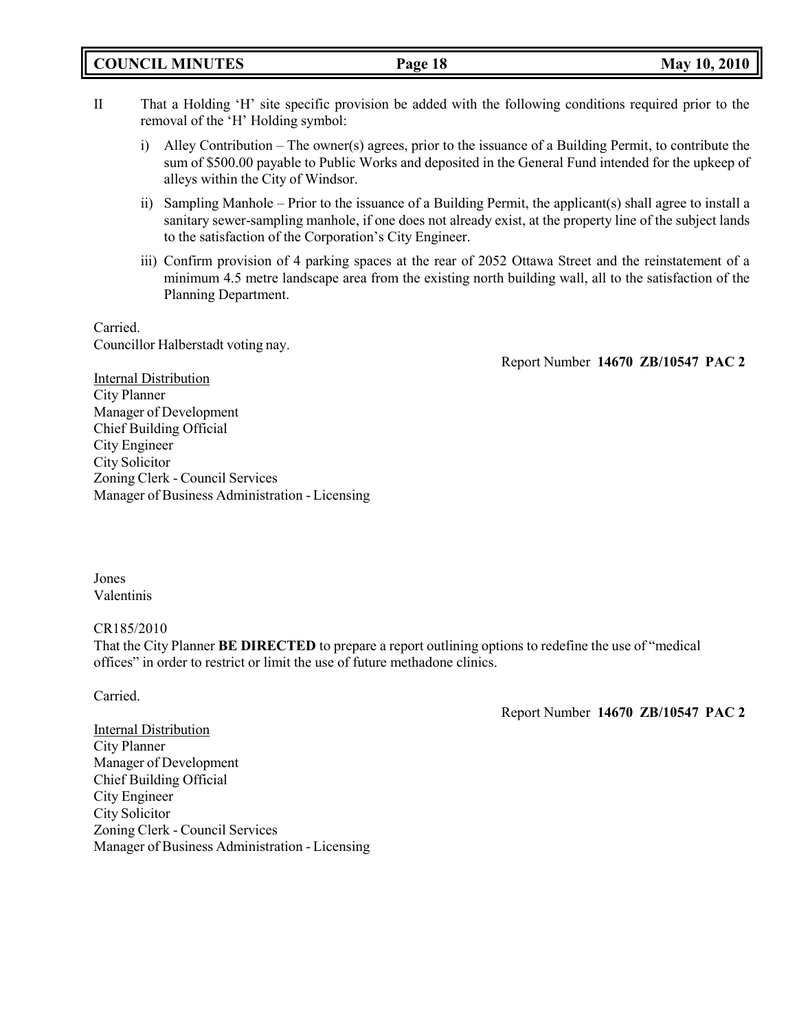II That a Holding 'H' site specific provision be added with the following conditions required prior to the removal of the 'H' Holding symbol:

   i) Alley Contribution – The owner(s) agrees, prior to the issuance of a Building Permit, to contribute the sum of $500.00 payable to Public Works and deposited in the General Fund intended for the upkeep of alleys within the City of Windsor.

   ii) Sampling Manhole – Prior to the issuance of a Building Permit, the applicant(s) shall agree to install a sanitary sewer-sampling manhole, if one does not already exist, at the property line of the subject lands to the satisfaction of the Corporation's City Engineer.

   iii) Confirm provision of 4 parking spaces at the rear of 2052 Ottawa Street and the reinstatement of a minimum 4.5 metre landscape area from the existing north building wall, all to the satisfaction of the Planning Department.

Carried.
Councillor Halberstadt voting nay.

Report Number **14670 ZB/10547 PAC 2**

Internal Distribution
City Planner
Manager of Development
Chief Building Official
City Engineer
City Solicitor
Zoning Clerk - Council Services
Manager of Business Administration - Licensing

Jones
Valentinis

CR185/2010
That the City Planner **BE DIRECTED** to prepare a report outlining options to redefine the use of "medical offices" in order to restrict or limit the use of future methadone clinics.

Carried.

Report Number **14670 ZB/10547 PAC 2**

Internal Distribution
City Planner
Manager of Development
Chief Building Official
City Engineer
City Solicitor
Zoning Clerk - Council Services
Manager of Business Administration - Licensing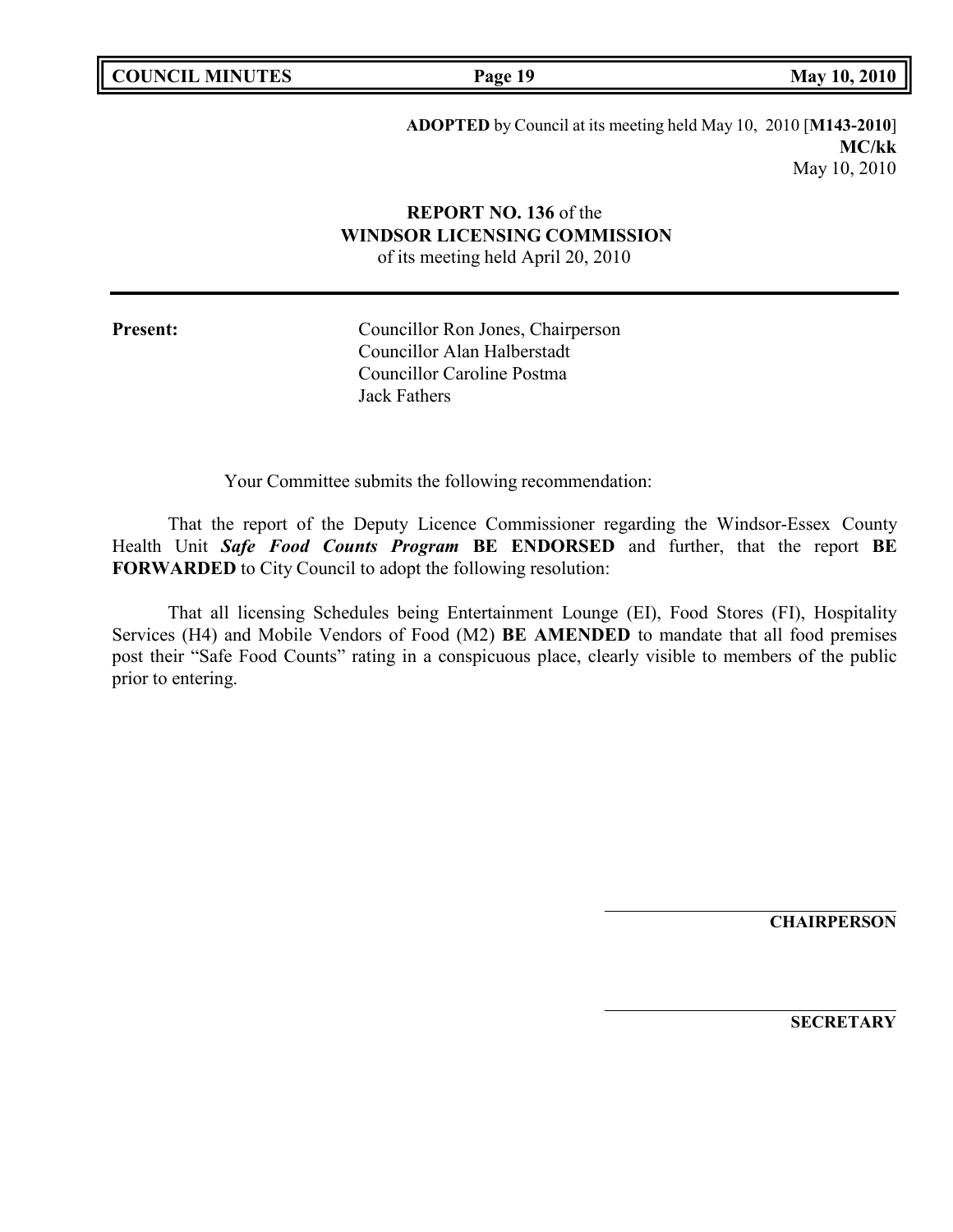**ADOPTED** by Council at its meeting held May 10, 2010 [**M143-2010**]
**MC/kk**
May 10, 2010

**REPORT NO. 136** of the
**WINDSOR LICENSING COMMISSION**
of its meeting held April 20, 2010

---

**Present:** Councillor Ron Jones, Chairperson
Councillor Alan Halberstadt
Councillor Caroline Postma
Jack Fathers

Your Committee submits the following recommendation:

That the report of the Deputy Licence Commissioner regarding the Windsor-Essex County Health Unit ***Safe Food Counts Program*** **BE ENDORSED** and further, that the report **BE FORWARDED** to City Council to adopt the following resolution:

That all licensing Schedules being Entertainment Lounge (EI), Food Stores (FI), Hospitality Services (H4) and Mobile Vendors of Food (M2) **BE AMENDED** to mandate that all food premises post their "Safe Food Counts" rating in a conspicuous place, clearly visible to members of the public prior to entering.

**CHAIRPERSON**

**SECRETARY**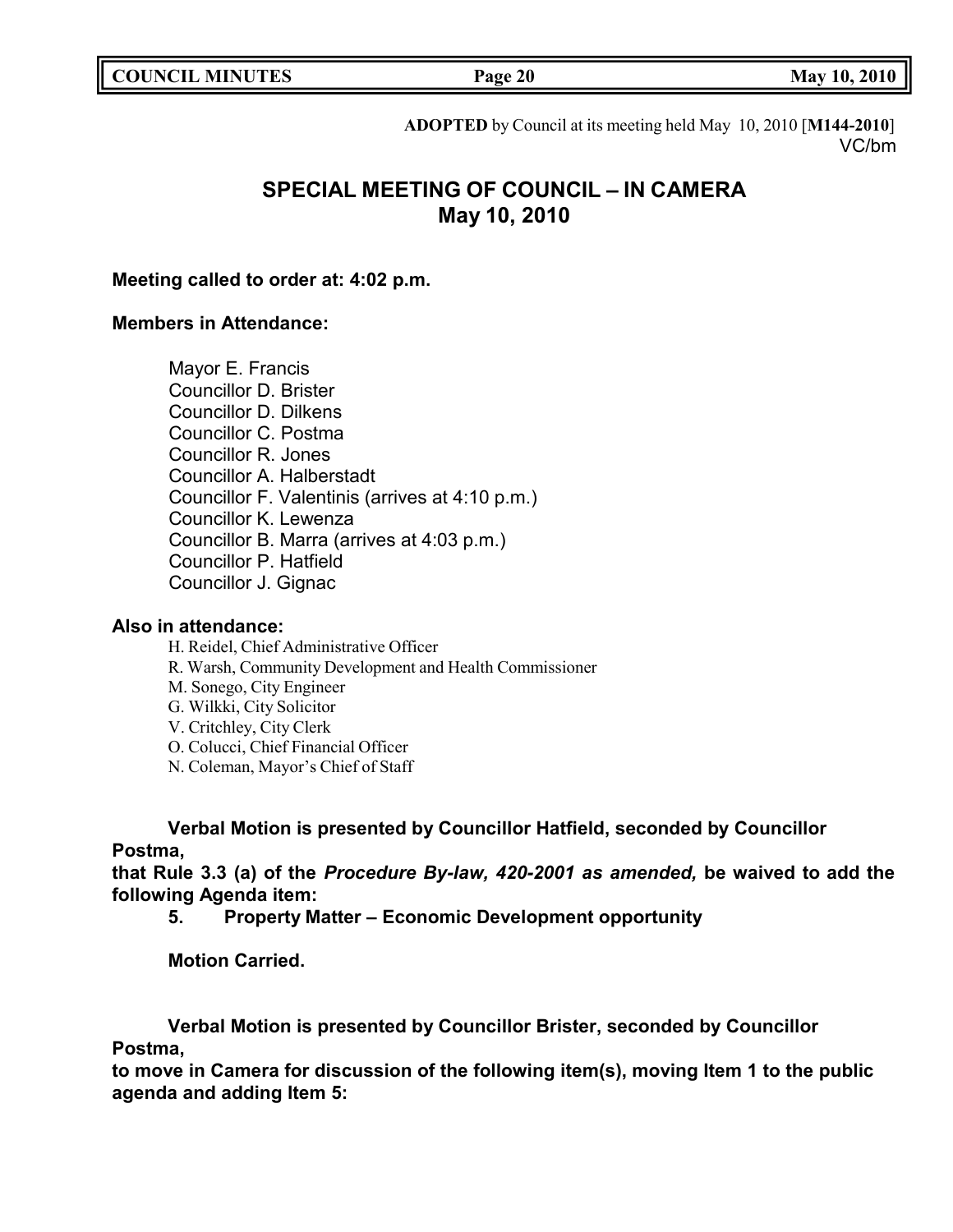**ADOPTED** by Council at its meeting held May 10, 2010 [**M144-2010**]
VC/bm

# SPECIAL MEETING OF COUNCIL – IN CAMERA
# May 10, 2010

**Meeting called to order at: 4:02 p.m.**

**Members in Attendance:**

Mayor E. Francis
Councillor D. Brister
Councillor D. Dilkens
Councillor C. Postma
Councillor R. Jones
Councillor A. Halberstadt
Councillor F. Valentinis (arrives at 4:10 p.m.)
Councillor K. Lewenza
Councillor B. Marra (arrives at 4:03 p.m.)
Councillor P. Hatfield
Councillor J. Gignac

**Also in attendance:**

H. Reidel, Chief Administrative Officer
R. Warsh, Community Development and Health Commissioner
M. Sonego, City Engineer
G. Wilkki, City Solicitor
V. Critchley, City Clerk
O. Colucci, Chief Financial Officer
N. Coleman, Mayor's Chief of Staff

**Verbal Motion is presented by Councillor Hatfield, seconded by Councillor Postma,**
**that Rule 3.3 (a) of the *Procedure By-law, 420-2001 as amended,* be waived to add the following Agenda item:**

**5. Property Matter – Economic Development opportunity**

**Motion Carried.**

**Verbal Motion is presented by Councillor Brister, seconded by Councillor Postma,**
**to move in Camera for discussion of the following item(s), moving Item 1 to the public agenda and adding Item 5:**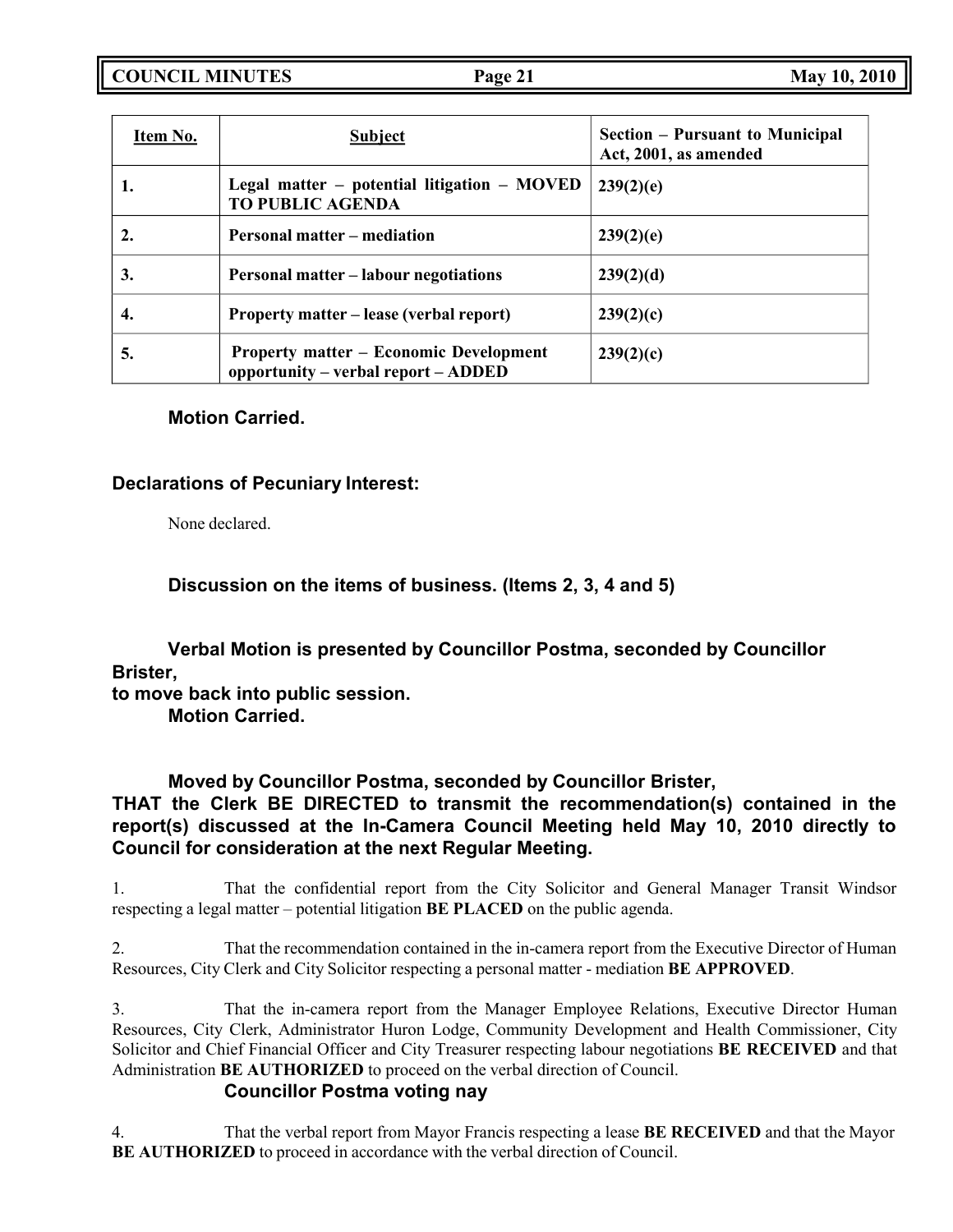| Item No. | Subject | Section – Pursuant to Municipal Act, 2001, as amended |
|---|---|---|
| 1. | Legal matter – potential litigation – MOVED TO PUBLIC AGENDA | 239(2)(e) |
| 2. | Personal matter – mediation | 239(2)(e) |
| 3. | Personal matter – labour negotiations | 239(2)(d) |
| 4. | Property matter – lease (verbal report) | 239(2)(c) |
| 5. | Property matter – Economic Development opportunity – verbal report – ADDED | 239(2)(c) |

**Motion Carried.**

**Declarations of Pecuniary Interest:**

None declared.

**Discussion on the items of business. (Items 2, 3, 4 and 5)**

**Verbal Motion is presented by Councillor Postma, seconded by Councillor Brister, to move back into public session.**
**Motion Carried.**

**Moved by Councillor Postma, seconded by Councillor Brister,**
**THAT the Clerk BE DIRECTED to transmit the recommendation(s) contained in the report(s) discussed at the In-Camera Council Meeting held May 10, 2010 directly to Council for consideration at the next Regular Meeting.**

1. That the confidential report from the City Solicitor and General Manager Transit Windsor respecting a legal matter – potential litigation **BE PLACED** on the public agenda.

2. That the recommendation contained in the in-camera report from the Executive Director of Human Resources, City Clerk and City Solicitor respecting a personal matter - mediation **BE APPROVED**.

3. That the in-camera report from the Manager Employee Relations, Executive Director Human Resources, City Clerk, Administrator Huron Lodge, Community Development and Health Commissioner, City Solicitor and Chief Financial Officer and City Treasurer respecting labour negotiations **BE RECEIVED** and that Administration **BE AUTHORIZED** to proceed on the verbal direction of Council.
**Councillor Postma voting nay**

4. That the verbal report from Mayor Francis respecting a lease **BE RECEIVED** and that the Mayor **BE AUTHORIZED** to proceed in accordance with the verbal direction of Council.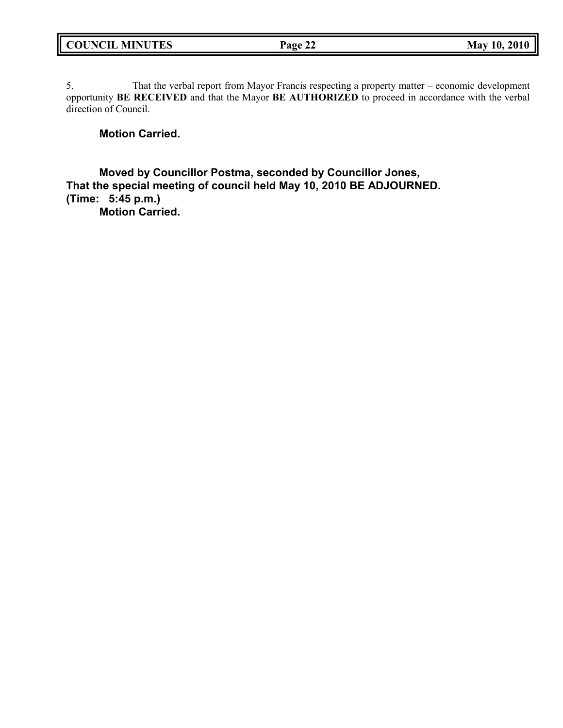5. That the verbal report from Mayor Francis respecting a property matter – economic development opportunity **BE RECEIVED** and that the Mayor **BE AUTHORIZED** to proceed in accordance with the verbal direction of Council.

**Motion Carried.**

**Moved by Councillor Postma, seconded by Councillor Jones,**
**That the special meeting of council held May 10, 2010 BE ADJOURNED.**
**(Time: 5:45 p.m.)**
**Motion Carried.**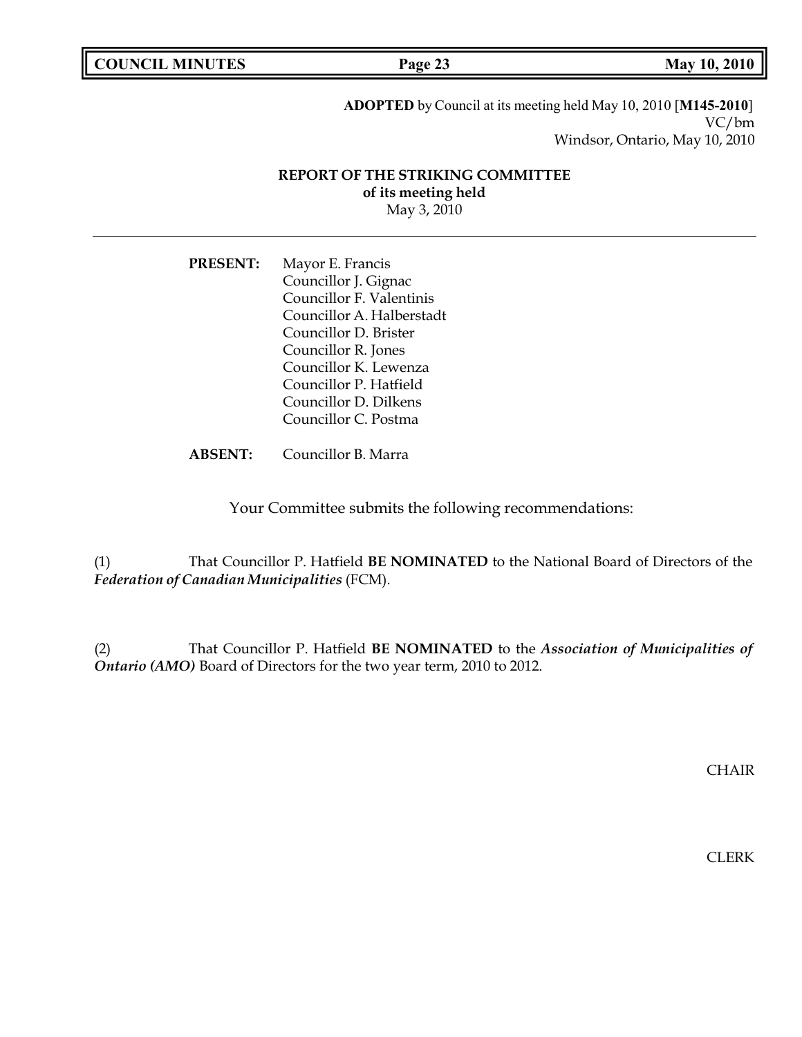**ADOPTED** by Council at its meeting held May 10, 2010 [**M145-2010**]
VC/bm
Windsor, Ontario, May 10, 2010

**REPORT OF THE STRIKING COMMITTEE**
**of its meeting held**
May 3, 2010

---

**PRESENT:** Mayor E. Francis
Councillor J. Gignac
Councillor F. Valentinis
Councillor A. Halberstadt
Councillor D. Brister
Councillor R. Jones
Councillor K. Lewenza
Councillor P. Hatfield
Councillor D. Dilkens
Councillor C. Postma

**ABSENT:** Councillor B. Marra

Your Committee submits the following recommendations:

(1) That Councillor P. Hatfield **BE NOMINATED** to the National Board of Directors of the ***Federation of Canadian Municipalities*** (FCM).

(2) That Councillor P. Hatfield **BE NOMINATED** to the ***Association of Municipalities of Ontario (AMO)*** Board of Directors for the two year term, 2010 to 2012.

CHAIR

CLERK